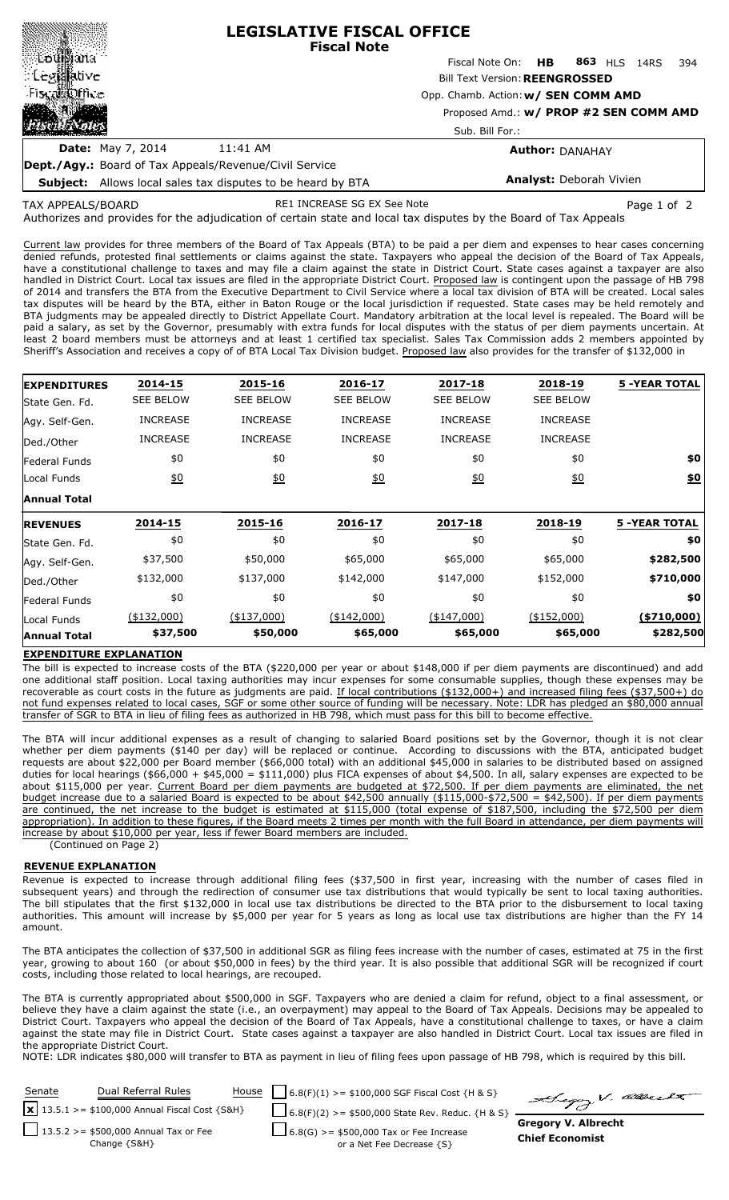# LEGISLATIVE FISCAL OFFICE
## Fiscal Note

Louisiana Legislative Fiscal Office — Fiscal Notes

Fiscal Note On: **HB 863** HLS 14RS 394

Bill Text Version: **REENGROSSED**

Opp. Chamb. Action: **w/ SEN COMM AMD**

Proposed Amd.: **w/ PROP #2 SEN COMM AMD**

Sub. Bill For.:

**Date:** May 7, 2014 11:41 AM

**Author:** DANAHAY

**Dept./Agy.:** Board of Tax Appeals/Revenue/Civil Service

**Subject:** Allows local sales tax disputes to be heard by BTA

**Analyst:** Deborah Vivien

TAX APPEALS/BOARD RE1 INCREASE SG EX See Note

Authorizes and provides for the adjudication of certain state and local tax disputes by the Board of Tax Appeals

Current law provides for three members of the Board of Tax Appeals (BTA) to be paid a per diem and expenses to hear cases concerning denied refunds, protested final settlements or claims against the state. Taxpayers who appeal the decision of the Board of Tax Appeals, have a constitutional challenge to taxes and may file a claim against the state in District Court. State cases against a taxpayer are also handled in District Court. Local tax issues are filed in the appropriate District Court. Proposed law is contingent upon the passage of HB 798 of 2014 and transfers the BTA from the Executive Department to Civil Service where a local tax division of BTA will be created. Local sales tax disputes will be heard by the BTA, either in Baton Rouge or the local jurisdiction if requested. State cases may be held remotely and BTA judgments may be appealed directly to District Appellate Court. Mandatory arbitration at the local level is repealed. The Board will be paid a salary, as set by the Governor, presumably with extra funds for local disputes with the status of per diem payments uncertain. At least 2 board members must be attorneys and at least 1 certified tax specialist. Sales Tax Commission adds 2 members appointed by Sheriff's Association and receives a copy of of BTA Local Tax Division budget. Proposed law also provides for the transfer of $132,000 in

| **EXPENDITURES** | **2014-15** | **2015-16** | **2016-17** | **2017-18** | **2018-19** | **5 -YEAR TOTAL** |
|---|---|---|---|---|---|---|
| State Gen. Fd. | SEE BELOW | SEE BELOW | SEE BELOW | SEE BELOW | SEE BELOW | |
| Agy. Self-Gen. | INCREASE | INCREASE | INCREASE | INCREASE | INCREASE | |
| Ded./Other | INCREASE | INCREASE | INCREASE | INCREASE | INCREASE | |
| Federal Funds | $0 | $0 | $0 | $0 | $0 | **$0** |
| Local Funds | $0 | $0 | $0 | $0 | $0 | **$0** |
| **Annual Total** | | | | | | |

| **REVENUES** | **2014-15** | **2015-16** | **2016-17** | **2017-18** | **2018-19** | **5 -YEAR TOTAL** |
|---|---|---|---|---|---|---|
| State Gen. Fd. | $0 | $0 | $0 | $0 | $0 | **$0** |
| Agy. Self-Gen. | $37,500 | $50,000 | $65,000 | $65,000 | $65,000 | **$282,500** |
| Ded./Other | $132,000 | $137,000 | $142,000 | $147,000 | $152,000 | **$710,000** |
| Federal Funds | $0 | $0 | $0 | $0 | $0 | **$0** |
| Local Funds | ($132,000) | ($137,000) | ($142,000) | ($147,000) | ($152,000) | **($710,000)** |
| **Annual Total** | **$37,500** | **$50,000** | **$65,000** | **$65,000** | **$65,000** | **$282,500** |

**EXPENDITURE EXPLANATION**

The bill is expected to increase costs of the BTA ($220,000 per year or about $148,000 if per diem payments are discontinued) and add one additional staff position. Local taxing authorities may incur expenses for some consumable supplies, though these expenses may be recoverable as court costs in the future as judgments are paid. If local contributions ($132,000+) and increased filing fees ($37,500+) do not fund expenses related to local cases, SGF or some other source of funding will be necessary. Note: LDR has pledged an $80,000 annual transfer of SGR to BTA in lieu of filing fees as authorized in HB 798, which must pass for this bill to become effective.

The BTA will incur additional expenses as a result of changing to salaried Board positions set by the Governor, though it is not clear whether per diem payments ($140 per day) will be replaced or continue. According to discussions with the BTA, anticipated budget requests are about $22,000 per Board member ($66,000 total) with an additional $45,000 in salaries to be distributed based on assigned duties for local hearings ($66,000 + $45,000 = $111,000) plus FICA expenses of about $4,500. In all, salary expenses are expected to be about $115,000 per year. Current Board per diem payments are budgeted at $72,500. If per diem payments are eliminated, the net budget increase due to a salaried Board is expected to be about $42,500 annually ($115,000-$72,500 = $42,500). If per diem payments are continued, the net increase to the budget is estimated at $115,000 (total expense of $187,500, including the $72,500 per diem appropriation). In addition to these figures, if the Board meets 2 times per month with the full Board in attendance, per diem payments will increase by about $10,000 per year, less if fewer Board members are included.

(Continued on Page 2)

**REVENUE EXPLANATION**

Revenue is expected to increase through additional filing fees ($37,500 in first year, increasing with the number of cases filed in subsequent years) and through the redirection of consumer use tax distributions that would typically be sent to local taxing authorities. The bill stipulates that the first $132,000 in local use tax distributions be directed to the BTA prior to the disbursement to local taxing authorities. This amount will increase by $5,000 per year for 5 years as long as local use tax distributions are higher than the FY 14 amount.

The BTA anticipates the collection of $37,500 in additional SGR as filing fees increase with the number of cases, estimated at 75 in the first year, growing to about 160 (or about $50,000 in fees) by the third year. It is also possible that additional SGR will be recognized if court costs, including those related to local hearings, are recouped.

The BTA is currently appropriated about $500,000 in SGF. Taxpayers who are denied a claim for refund, object to a final assessment, or believe they have a claim against the state (i.e., an overpayment) may appeal to the Board of Tax Appeals. Decisions may be appealed to District Court. Taxpayers who appeal the decision of the Board of Tax Appeals, have a constitutional challenge to taxes, or have a claim against the state may file in District Court. State cases against a taxpayer are also handled in District Court. Local tax issues are filed in the appropriate District Court.

NOTE: LDR indicates $80,000 will transfer to BTA as payment in lieu of filing fees upon passage of HB 798, which is required by this bill.

| Senate | Dual Referral Rules | House | |
|---|---|---|---|
| [x] 13.5.1 >= $100,000 Annual Fiscal Cost {S&H} | | [ ] 6.8(F)(1) >= $100,000 SGF Fiscal Cost {H & S} | |
| [ ] 13.5.2 >= $500,000 Annual Tax or Fee Change {S&H} | | [ ] 6.8(F)(2) >= $500,000 State Rev. Reduc. {H & S} | |
| | | [ ] 6.8(G) >= $500,000 Tax or Fee Increase or a Net Fee Decrease {S} | |

**Gregory V. Albrecht**
**Chief Economist**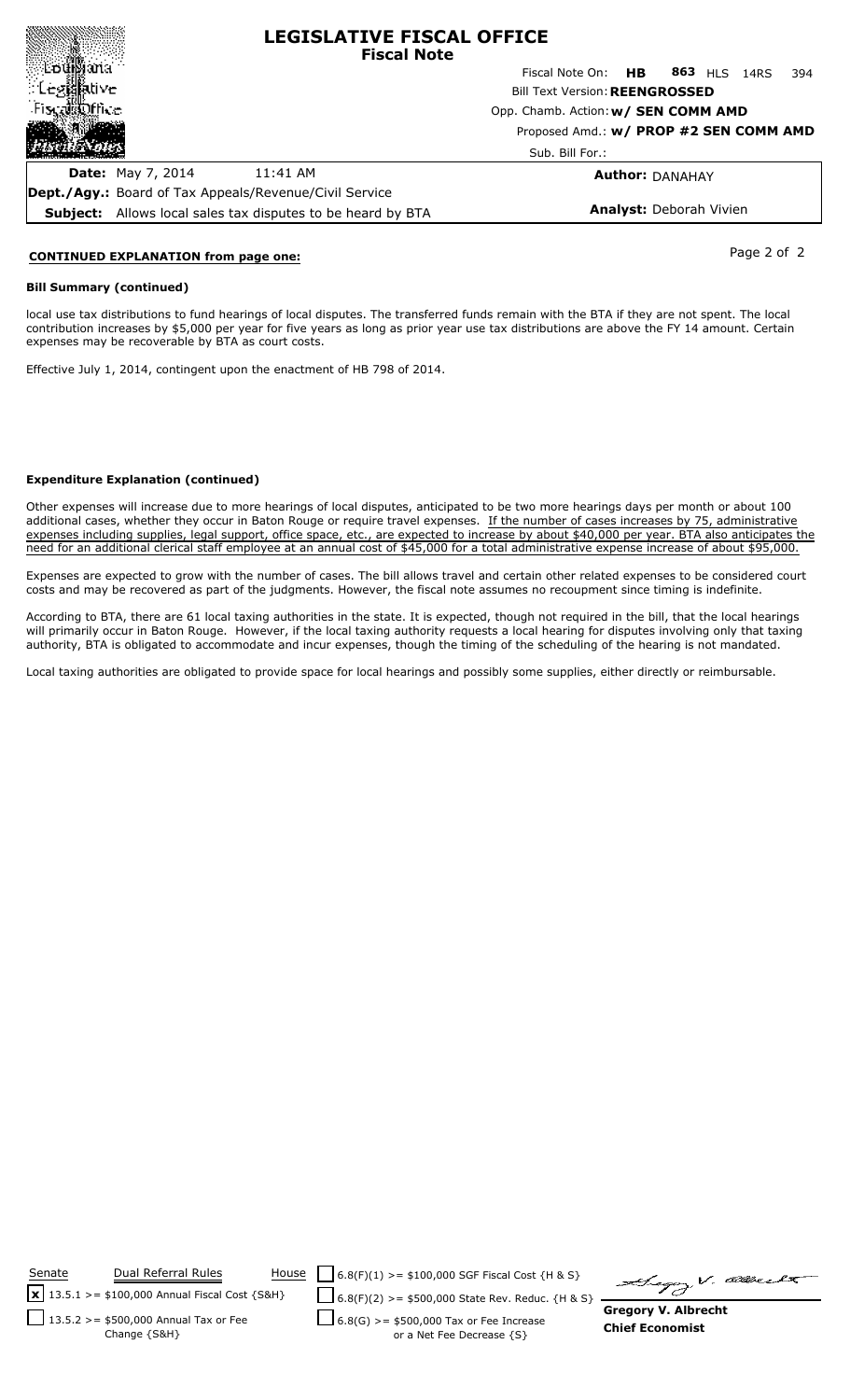# LEGISLATIVE FISCAL OFFICE
## Fiscal Note

Fiscal Note On: **HB 863** HLS 14RS 394

Bill Text Version: **REENGROSSED**

Opp. Chamb. Action: **w/ SEN COMM AMD**

Proposed Amd.: **w/ PROP #2 SEN COMM AMD**

Sub. Bill For.:

**Date:** May 7, 2014 11:41 AM

**Author:** DANAHAY

**Dept./Agy.:** Board of Tax Appeals/Revenue/Civil Service

**Subject:** Allows local sales tax disputes to be heard by BTA

**Analyst:** Deborah Vivien

**CONTINUED EXPLANATION from page one:**

**Bill Summary (continued)**

local use tax distributions to fund hearings of local disputes. The transferred funds remain with the BTA if they are not spent. The local contribution increases by $5,000 per year for five years as long as prior year use tax distributions are above the FY 14 amount. Certain expenses may be recoverable by BTA as court costs.

Effective July 1, 2014, contingent upon the enactment of HB 798 of 2014.

**Expenditure Explanation (continued)**

Other expenses will increase due to more hearings of local disputes, anticipated to be two more hearings days per month or about 100 additional cases, whether they occur in Baton Rouge or require travel expenses. If the number of cases increases by 75, administrative expenses including supplies, legal support, office space, etc., are expected to increase by about $40,000 per year. BTA also anticipates the need for an additional clerical staff employee at an annual cost of $45,000 for a total administrative expense increase of about $95,000.

Expenses are expected to grow with the number of cases. The bill allows travel and certain other related expenses to be considered court costs and may be recovered as part of the judgments. However, the fiscal note assumes no recoupment since timing is indefinite.

According to BTA, there are 61 local taxing authorities in the state. It is expected, though not required in the bill, that the local hearings will primarily occur in Baton Rouge. However, if the local taxing authority requests a local hearing for disputes involving only that taxing authority, BTA is obligated to accommodate and incur expenses, though the timing of the scheduling of the hearing is not mandated.

Local taxing authorities are obligated to provide space for local hearings and possibly some supplies, either directly or reimbursable.

| Senate | Dual Referral Rules | House |
|---|---|---|
| [x] 13.5.1 >= $100,000 Annual Fiscal Cost {S&H} | | [ ] 6.8(F)(1) >= $100,000 SGF Fiscal Cost {H & S} |
| [ ] 13.5.2 >= $500,000 Annual Tax or Fee Change {S&H} | | [ ] 6.8(F)(2) >= $500,000 State Rev. Reduc. {H & S} |
| | | [ ] 6.8(G) >= $500,000 Tax or Fee Increase or a Net Fee Decrease {S} |

**Gregory V. Albrecht**
**Chief Economist**